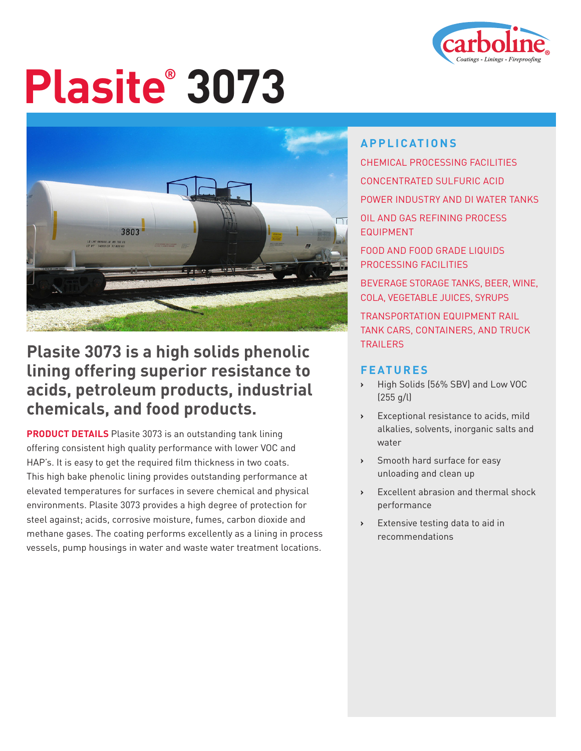# Plasite® 3073

## Plasite 3073 is a high solids phenolic lining offering superior resistance to acids, petroleum products, industrial chemicals, and food products.

**PRODUCT DETAILS** Plasite 3073 is an outstanding tank lining offering consistent high quality performance with lower VOC and HAP's. It is easy to get the required film thickness in two coats. This high bake phenolic lining provides outstanding performance at elevated temperatures for surfaces in severe chemical and physical environments. Plasite 3073 provides a high degree of protection for steel against; acids, corrosive moisture, fumes, carbon dioxide and methane gases. The coating performs excellently as a lining in process vessels, pump housings in water and waste water treatment locations.

### APPLICATIONS

CHEMICAL PROCESSING FACILITIES

CONCENTRATED SULFURIC ACID

POWER INDUSTRY AND DI WATER TANKS

OIL AND GAS REFINING PROCESS EQUIPMENT

FOOD AND FOOD GRADE LIQUIDS PROCESSING FACILITIES

BEVERAGE STORAGE TANKS, BEER, WINE, COLA, VEGETABLE JUICES, SYRUPS

TRANSPORTATION EQUIPMENT RAIL TANK CARS, CONTAINERS, AND TRUCK TRAILERS

### FEATURES

- High Solids (56% SBV) and Low VOC (255 g/l)
- Exceptional resistance to acids, mild alkalies, solvents, inorganic salts and water
- Smooth hard surface for easy unloading and clean up
- Excellent abrasion and thermal shock performance
- Extensive testing data to aid in recommendations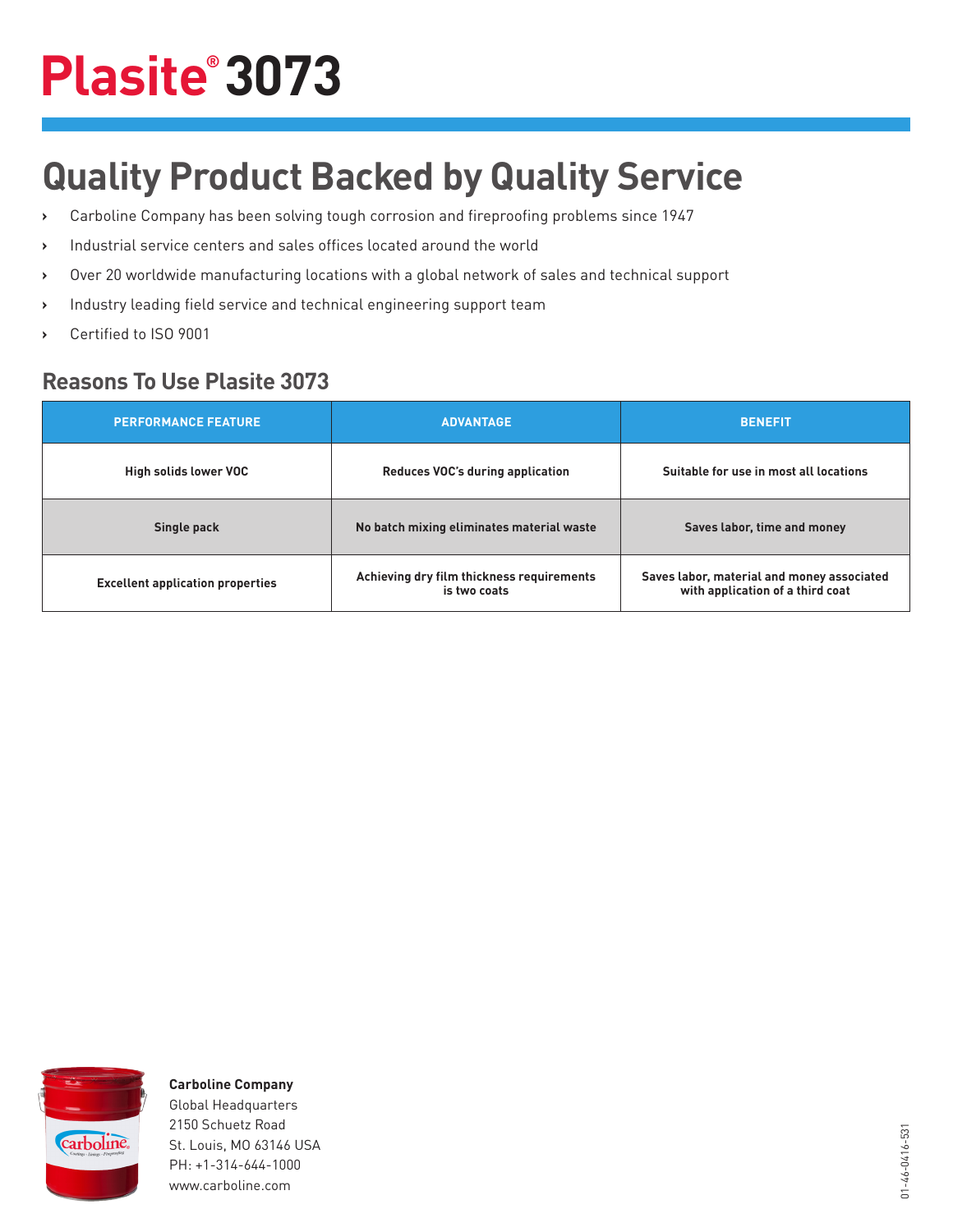# Plasite® 3073

## Quality Product Backed by Quality Service

- Carboline Company has been solving tough corrosion and fireproofing problems since 1947
- Industrial service centers and sales offices located around the world
- Over 20 worldwide manufacturing locations with a global network of sales and technical support
- Industry leading field service and technical engineering support team
- Certified to ISO 9001

### Reasons To Use Plasite 3073

| PERFORMANCE FEATURE | ADVANTAGE | BENEFIT |
|---|---|---|
| High solids lower VOC | Reduces VOC's during application | Suitable for use in most all locations |
| Single pack | No batch mixing eliminates material waste | Saves labor, time and money |
| Excellent application properties | Achieving dry film thickness requirements is two coats | Saves labor, material and money associated with application of a third coat |

**Carboline Company**
Global Headquarters
2150 Schuetz Road
St. Louis, MO 63146 USA
PH: +1-314-644-1000
www.carboline.com

01-46-0416-531